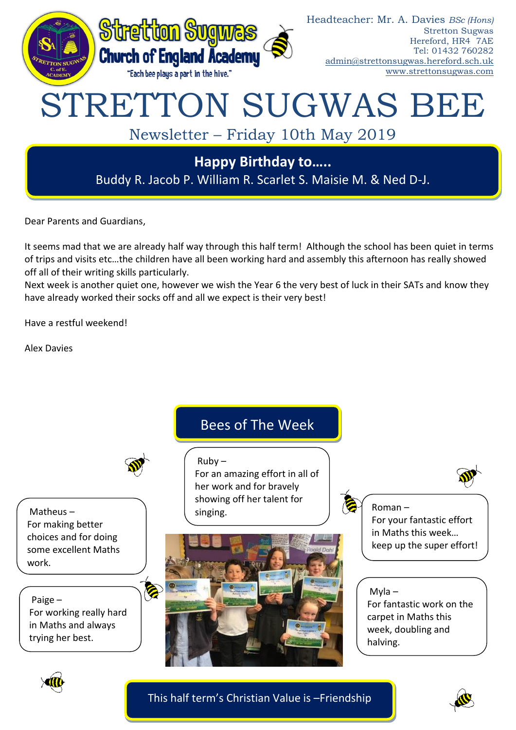# Stretton Sugwas Church of England Academy

"Each bee plays a part in the hive."

Headteacher: Mr. A. Davies *BSc (Hons)*
Stretton Sugwas
Hereford, HR4 7AE
Tel: 01432 760282
admin@strettonsugwas.hereford.sch.uk
www.strettonsugwas.com

# STRETTON SUGWAS BEE

## Newsletter – Friday 10th May 2019

**Happy Birthday to…..**

Buddy R. Jacob P. William R. Scarlet S. Maisie M. & Ned D-J.

Dear Parents and Guardians,

It seems mad that we are already half way through this half term! Although the school has been quiet in terms of trips and visits etc…the children have all been working hard and assembly this afternoon has really showed off all of their writing skills particularly.

Next week is another quiet one, however we wish the Year 6 the very best of luck in their SATs and know they have already worked their socks off and all we expect is their very best!

Have a restful weekend!

Alex Davies

## Bees of The Week

Ruby – For an amazing effort in all of her work and for bravely showing off her talent for singing.

Matheus – For making better choices and for doing some excellent Maths work.

Roman – For your fantastic effort in Maths this week… keep up the super effort!

Paige – For working really hard in Maths and always trying her best.

Myla – For fantastic work on the carpet in Maths this week, doubling and halving.

This half term's Christian Value is –Friendship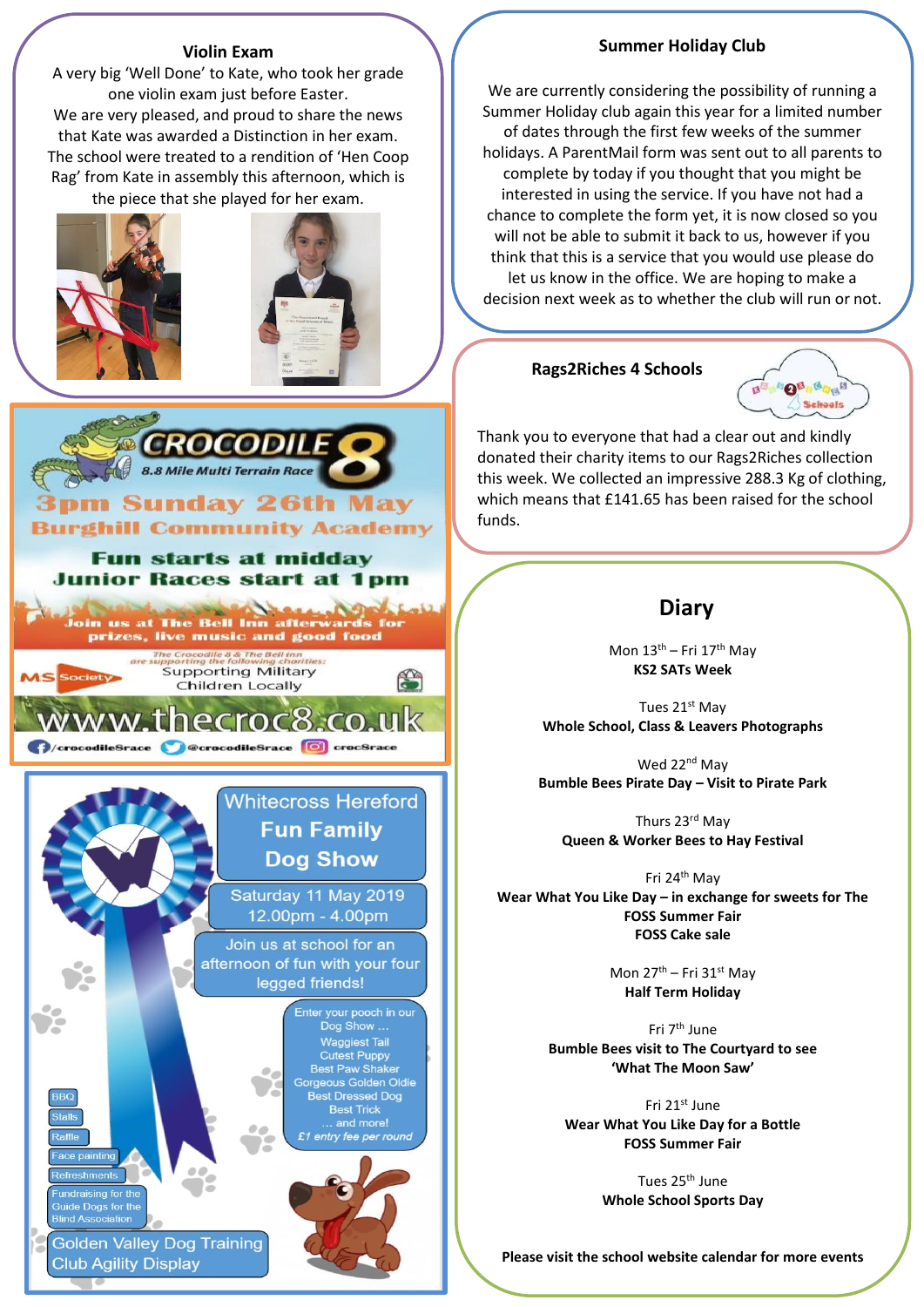## Violin Exam

A very big 'Well Done' to Kate, who took her grade one violin exam just before Easter.
We are very pleased, and proud to share the news that Kate was awarded a Distinction in her exam. The school were treated to a rendition of 'Hen Coop Rag' from Kate in assembly this afternoon, which is the piece that she played for her exam.

## Summer Holiday Club

We are currently considering the possibility of running a Summer Holiday club again this year for a limited number of dates through the first few weeks of the summer holidays. A ParentMail form was sent out to all parents to complete by today if you thought that you might be interested in using the service. If you have not had a chance to complete the form yet, it is now closed so you will not be able to submit it back to us, however if you think that this is a service that you would use please do let us know in the office. We are hoping to make a decision next week as to whether the club will run or not.

## Rags2Riches 4 Schools

Thank you to everyone that had a clear out and kindly donated their charity items to our Rags2Riches collection this week. We collected an impressive 288.3 Kg of clothing, which means that £141.65 has been raised for the school funds.

## CROCODILE 8

8.8 Mile Multi Terrain Race

3pm Sunday 26th May
Burghill Community Academy

Fun starts at midday
Junior Races start at 1pm

Join us at The Bell Inn afterwards for prizes, live music and good food

The Crocodile 8 & The Bell Inn are supporting the following charities:
MS Society
Supporting Military Children Locally

www.thecroc8.co.uk

/crocodileSrace @crocodileSrace crocSrace

## Whitecross Hereford Fun Family Dog Show

Saturday 11 May 2019
12.00pm - 4.00pm

Join us at school for an afternoon of fun with your four legged friends!

Enter your pooch in our Dog Show ...
Waggiest Tail
Cutest Puppy
Best Paw Shaker
Gorgeous Golden Oldie
Best Dressed Dog
Best Trick
... and more!
£1 entry fee per round

- BBQ
- Stalls
- Raffle
- Face painting
- Refreshments
- Fundraising for the Guide Dogs for the Blind Association

Golden Valley Dog Training Club Agility Display

## Diary

Mon 13th – Fri 17th May
**KS2 SATs Week**

Tues 21st May
**Whole School, Class & Leavers Photographs**

Wed 22nd May
**Bumble Bees Pirate Day – Visit to Pirate Park**

Thurs 23rd May
**Queen & Worker Bees to Hay Festival**

Fri 24th May
**Wear What You Like Day – in exchange for sweets for The FOSS Summer Fair**
**FOSS Cake sale**

Mon 27th – Fri 31st May
**Half Term Holiday**

Fri 7th June
**Bumble Bees visit to The Courtyard to see 'What The Moon Saw'**

Fri 21st June
**Wear What You Like Day for a Bottle**
**FOSS Summer Fair**

Tues 25th June
**Whole School Sports Day**

**Please visit the school website calendar for more events**